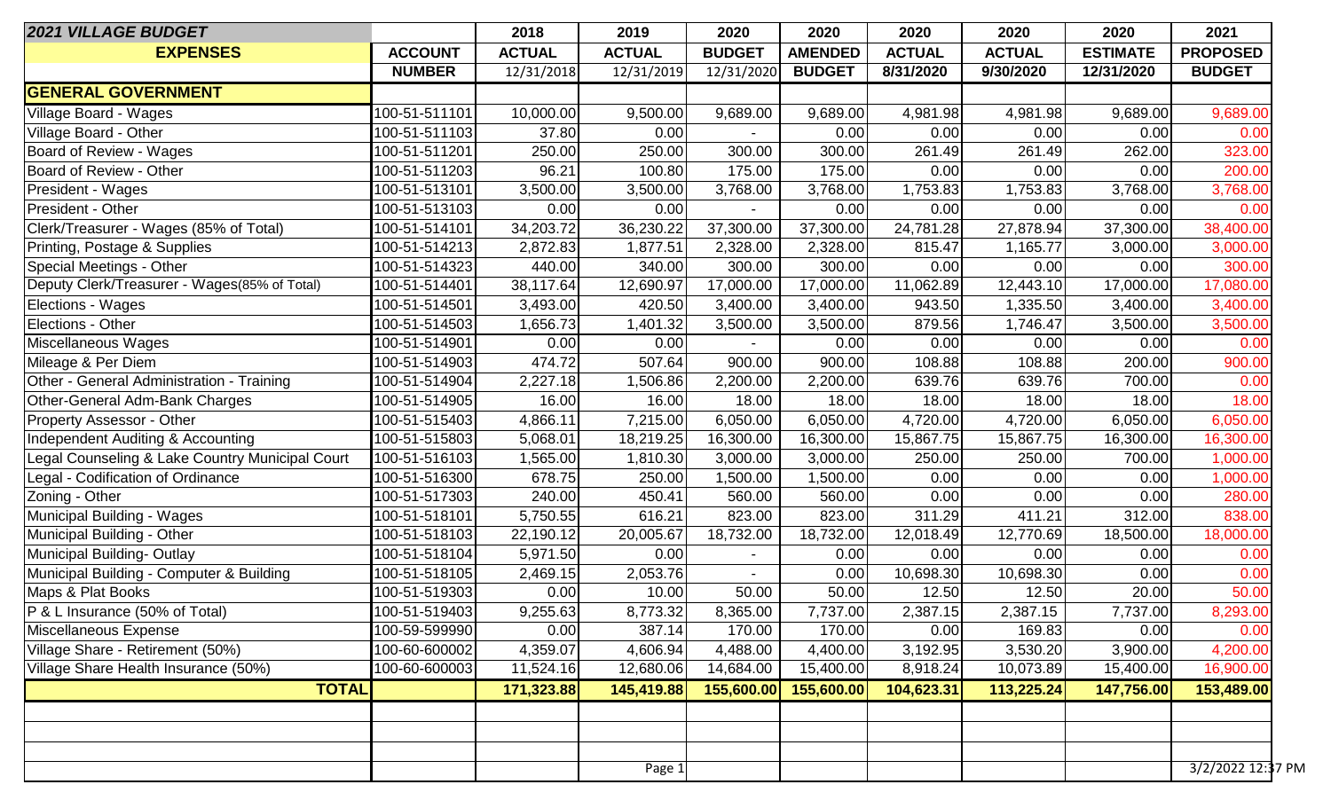| 2021 VILLAGE BUDGET | | 2018 | 2019 | 2020 | 2020 | 2020 | 2020 | 2020 | 2021 |
|---|---|---|---|---|---|---|---|---|---|
| **EXPENSES** | **ACCOUNT** | **ACTUAL** | **ACTUAL** | **BUDGET** | **AMENDED** | **ACTUAL** | **ACTUAL** | **ESTIMATE** | **PROPOSED** |
| | **NUMBER** | 12/31/2018 | 12/31/2019 | 12/31/2020 | **BUDGET** | **8/31/2020** | **9/30/2020** | **12/31/2020** | **BUDGET** |
| **GENERAL GOVERNMENT** | | | | | | | | | |
| Village Board - Wages | 100-51-511101 | 10,000.00 | 9,500.00 | 9,689.00 | 9,689.00 | 4,981.98 | 4,981.98 | 9,689.00 | 9,689.00 |
| Village Board - Other | 100-51-511103 | 37.80 | 0.00 | - | 0.00 | 0.00 | 0.00 | 0.00 | 0.00 |
| Board of Review - Wages | 100-51-511201 | 250.00 | 250.00 | 300.00 | 300.00 | 261.49 | 261.49 | 262.00 | 323.00 |
| Board of Review - Other | 100-51-511203 | 96.21 | 100.80 | 175.00 | 175.00 | 0.00 | 0.00 | 0.00 | 200.00 |
| President - Wages | 100-51-513101 | 3,500.00 | 3,500.00 | 3,768.00 | 3,768.00 | 1,753.83 | 1,753.83 | 3,768.00 | 3,768.00 |
| President - Other | 100-51-513103 | 0.00 | 0.00 | - | 0.00 | 0.00 | 0.00 | 0.00 | 0.00 |
| Clerk/Treasurer - Wages (85% of Total) | 100-51-514101 | 34,203.72 | 36,230.22 | 37,300.00 | 37,300.00 | 24,781.28 | 27,878.94 | 37,300.00 | 38,400.00 |
| Printing, Postage & Supplies | 100-51-514213 | 2,872.83 | 1,877.51 | 2,328.00 | 2,328.00 | 815.47 | 1,165.77 | 3,000.00 | 3,000.00 |
| Special Meetings - Other | 100-51-514323 | 440.00 | 340.00 | 300.00 | 300.00 | 0.00 | 0.00 | 0.00 | 300.00 |
| Deputy Clerk/Treasurer - Wages(85% of Total) | 100-51-514401 | 38,117.64 | 12,690.97 | 17,000.00 | 17,000.00 | 11,062.89 | 12,443.10 | 17,000.00 | 17,080.00 |
| Elections - Wages | 100-51-514501 | 3,493.00 | 420.50 | 3,400.00 | 3,400.00 | 943.50 | 1,335.50 | 3,400.00 | 3,400.00 |
| Elections - Other | 100-51-514503 | 1,656.73 | 1,401.32 | 3,500.00 | 3,500.00 | 879.56 | 1,746.47 | 3,500.00 | 3,500.00 |
| Miscellaneous Wages | 100-51-514901 | 0.00 | 0.00 | - | 0.00 | 0.00 | 0.00 | 0.00 | 0.00 |
| Mileage & Per Diem | 100-51-514903 | 474.72 | 507.64 | 900.00 | 900.00 | 108.88 | 108.88 | 200.00 | 900.00 |
| Other - General Administration - Training | 100-51-514904 | 2,227.18 | 1,506.86 | 2,200.00 | 2,200.00 | 639.76 | 639.76 | 700.00 | 0.00 |
| Other-General Adm-Bank Charges | 100-51-514905 | 16.00 | 16.00 | 18.00 | 18.00 | 18.00 | 18.00 | 18.00 | 18.00 |
| Property Assessor - Other | 100-51-515403 | 4,866.11 | 7,215.00 | 6,050.00 | 6,050.00 | 4,720.00 | 4,720.00 | 6,050.00 | 6,050.00 |
| Independent Auditing & Accounting | 100-51-515803 | 5,068.01 | 18,219.25 | 16,300.00 | 16,300.00 | 15,867.75 | 15,867.75 | 16,300.00 | 16,300.00 |
| Legal Counseling & Lake Country Municipal Court | 100-51-516103 | 1,565.00 | 1,810.30 | 3,000.00 | 3,000.00 | 250.00 | 250.00 | 700.00 | 1,000.00 |
| Legal - Codification of Ordinance | 100-51-516300 | 678.75 | 250.00 | 1,500.00 | 1,500.00 | 0.00 | 0.00 | 0.00 | 1,000.00 |
| Zoning - Other | 100-51-517303 | 240.00 | 450.41 | 560.00 | 560.00 | 0.00 | 0.00 | 0.00 | 280.00 |
| Municipal Building - Wages | 100-51-518101 | 5,750.55 | 616.21 | 823.00 | 823.00 | 311.29 | 411.21 | 312.00 | 838.00 |
| Municipal Building - Other | 100-51-518103 | 22,190.12 | 20,005.67 | 18,732.00 | 18,732.00 | 12,018.49 | 12,770.69 | 18,500.00 | 18,000.00 |
| Municipal Building- Outlay | 100-51-518104 | 5,971.50 | 0.00 | - | 0.00 | 0.00 | 0.00 | 0.00 | 0.00 |
| Municipal Building - Computer & Building | 100-51-518105 | 2,469.15 | 2,053.76 | - | 0.00 | 10,698.30 | 10,698.30 | 0.00 | 0.00 |
| Maps & Plat Books | 100-51-519303 | 0.00 | 10.00 | 50.00 | 50.00 | 12.50 | 12.50 | 20.00 | 50.00 |
| P & L Insurance (50% of Total) | 100-51-519403 | 9,255.63 | 8,773.32 | 8,365.00 | 7,737.00 | 2,387.15 | 2,387.15 | 7,737.00 | 8,293.00 |
| Miscellaneous Expense | 100-59-599990 | 0.00 | 387.14 | 170.00 | 170.00 | 0.00 | 169.83 | 0.00 | 0.00 |
| Village Share - Retirement (50%) | 100-60-600002 | 4,359.07 | 4,606.94 | 4,488.00 | 4,400.00 | 3,192.95 | 3,530.20 | 3,900.00 | 4,200.00 |
| Village Share Health Insurance (50%) | 100-60-600003 | 11,524.16 | 12,680.06 | 14,684.00 | 15,400.00 | 8,918.24 | 10,073.89 | 15,400.00 | 16,900.00 |
| **TOTAL** | | **171,323.88** | **145,419.88** | **155,600.00** | **155,600.00** | **104,623.31** | **113,225.24** | **147,756.00** | **153,489.00** |

3/2/2022 12:37 PM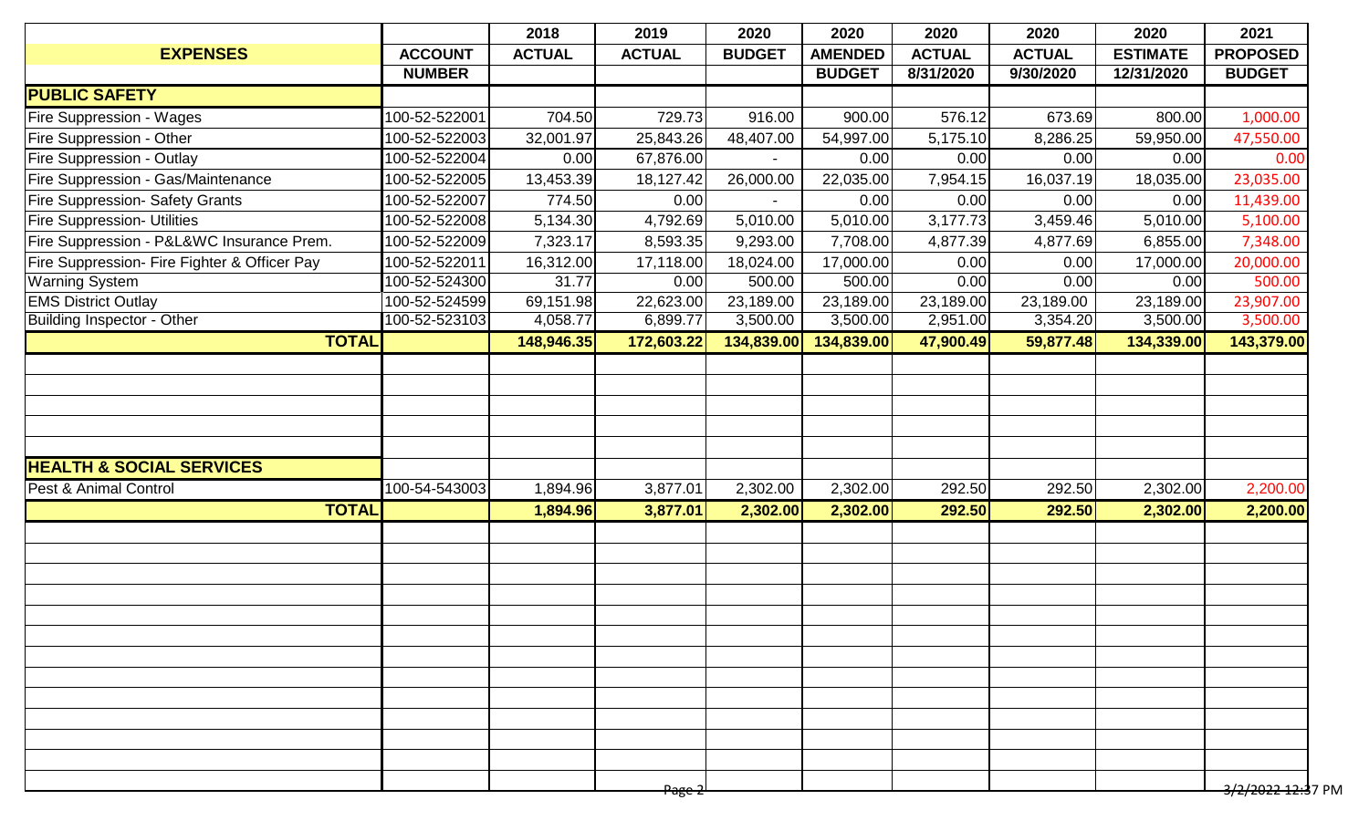| EXPENSES | ACCOUNT NUMBER | 2018 ACTUAL | 2019 ACTUAL | 2020 BUDGET | 2020 AMENDED BUDGET | 2020 ACTUAL 8/31/2020 | 2020 ACTUAL 9/30/2020 | 2020 ESTIMATE 12/31/2020 | 2021 PROPOSED BUDGET |
|---|---|---|---|---|---|---|---|---|---|
| **PUBLIC SAFETY** | | | | | | | | | |
| Fire Suppression - Wages | 100-52-522001 | 704.50 | 729.73 | 916.00 | 900.00 | 576.12 | 673.69 | 800.00 | 1,000.00 |
| Fire Suppression - Other | 100-52-522003 | 32,001.97 | 25,843.26 | 48,407.00 | 54,997.00 | 5,175.10 | 8,286.25 | 59,950.00 | 47,550.00 |
| Fire Suppression - Outlay | 100-52-522004 | 0.00 | 67,876.00 | - | 0.00 | 0.00 | 0.00 | 0.00 | 0.00 |
| Fire Suppression - Gas/Maintenance | 100-52-522005 | 13,453.39 | 18,127.42 | 26,000.00 | 22,035.00 | 7,954.15 | 16,037.19 | 18,035.00 | 23,035.00 |
| Fire Suppression- Safety Grants | 100-52-522007 | 774.50 | 0.00 | - | 0.00 | 0.00 | 0.00 | 0.00 | 11,439.00 |
| Fire Suppression- Utilities | 100-52-522008 | 5,134.30 | 4,792.69 | 5,010.00 | 5,010.00 | 3,177.73 | 3,459.46 | 5,010.00 | 5,100.00 |
| Fire Suppression - P&L&WC Insurance Prem. | 100-52-522009 | 7,323.17 | 8,593.35 | 9,293.00 | 7,708.00 | 4,877.39 | 4,877.69 | 6,855.00 | 7,348.00 |
| Fire Suppression- Fire Fighter & Officer Pay | 100-52-522011 | 16,312.00 | 17,118.00 | 18,024.00 | 17,000.00 | 0.00 | 0.00 | 17,000.00 | 20,000.00 |
| Warning System | 100-52-524300 | 31.77 | 0.00 | 500.00 | 500.00 | 0.00 | 0.00 | 0.00 | 500.00 |
| EMS District Outlay | 100-52-524599 | 69,151.98 | 22,623.00 | 23,189.00 | 23,189.00 | 23,189.00 | 23,189.00 | 23,189.00 | 23,907.00 |
| Building Inspector - Other | 100-52-523103 | 4,058.77 | 6,899.77 | 3,500.00 | 3,500.00 | 2,951.00 | 3,354.20 | 3,500.00 | 3,500.00 |
| **TOTAL** | | **148,946.35** | **172,603.22** | **134,839.00** | **134,839.00** | **47,900.49** | **59,877.48** | **134,339.00** | **143,379.00** |
| **HEALTH & SOCIAL SERVICES** | | | | | | | | | |
| Pest & Animal Control | 100-54-543003 | 1,894.96 | 3,877.01 | 2,302.00 | 2,302.00 | 292.50 | 292.50 | 2,302.00 | 2,200.00 |
| **TOTAL** | | **1,894.96** | **3,877.01** | **2,302.00** | **2,302.00** | **292.50** | **292.50** | **2,302.00** | **2,200.00** |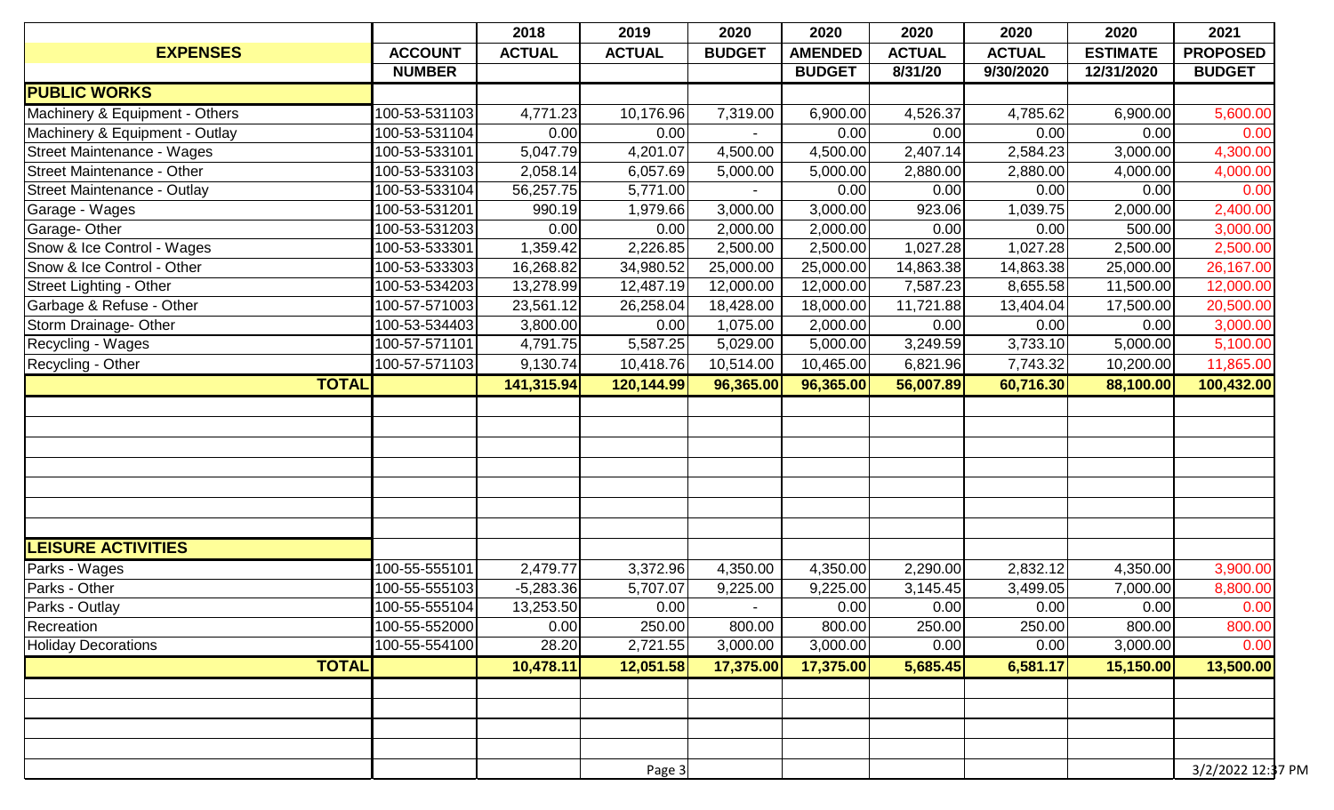| EXPENSES | ACCOUNT NUMBER | 2018 ACTUAL | 2019 ACTUAL | 2020 BUDGET | 2020 AMENDED BUDGET | 2020 ACTUAL 8/31/20 | 2020 ACTUAL 9/30/2020 | 2020 ESTIMATE 12/31/2020 | 2021 PROPOSED BUDGET |
|---|---|---|---|---|---|---|---|---|---|
| **PUBLIC WORKS** | | | | | | | | | |
| Machinery & Equipment - Others | 100-53-531103 | 4,771.23 | 10,176.96 | 7,319.00 | 6,900.00 | 4,526.37 | 4,785.62 | 6,900.00 | 5,600.00 |
| Machinery & Equipment - Outlay | 100-53-531104 | 0.00 | 0.00 | - | 0.00 | 0.00 | 0.00 | 0.00 | 0.00 |
| Street Maintenance - Wages | 100-53-533101 | 5,047.79 | 4,201.07 | 4,500.00 | 4,500.00 | 2,407.14 | 2,584.23 | 3,000.00 | 4,300.00 |
| Street Maintenance - Other | 100-53-533103 | 2,058.14 | 6,057.69 | 5,000.00 | 5,000.00 | 2,880.00 | 2,880.00 | 4,000.00 | 4,000.00 |
| Street Maintenance - Outlay | 100-53-533104 | 56,257.75 | 5,771.00 | - | 0.00 | 0.00 | 0.00 | 0.00 | 0.00 |
| Garage - Wages | 100-53-531201 | 990.19 | 1,979.66 | 3,000.00 | 3,000.00 | 923.06 | 1,039.75 | 2,000.00 | 2,400.00 |
| Garage- Other | 100-53-531203 | 0.00 | 0.00 | 2,000.00 | 2,000.00 | 0.00 | 0.00 | 500.00 | 3,000.00 |
| Snow & Ice Control - Wages | 100-53-533301 | 1,359.42 | 2,226.85 | 2,500.00 | 2,500.00 | 1,027.28 | 1,027.28 | 2,500.00 | 2,500.00 |
| Snow & Ice Control - Other | 100-53-533303 | 16,268.82 | 34,980.52 | 25,000.00 | 25,000.00 | 14,863.38 | 14,863.38 | 25,000.00 | 26,167.00 |
| Street Lighting - Other | 100-53-534203 | 13,278.99 | 12,487.19 | 12,000.00 | 12,000.00 | 7,587.23 | 8,655.58 | 11,500.00 | 12,000.00 |
| Garbage & Refuse - Other | 100-57-571003 | 23,561.12 | 26,258.04 | 18,428.00 | 18,000.00 | 11,721.88 | 13,404.04 | 17,500.00 | 20,500.00 |
| Storm Drainage- Other | 100-53-534403 | 3,800.00 | 0.00 | 1,075.00 | 2,000.00 | 0.00 | 0.00 | 0.00 | 3,000.00 |
| Recycling - Wages | 100-57-571101 | 4,791.75 | 5,587.25 | 5,029.00 | 5,000.00 | 3,249.59 | 3,733.10 | 5,000.00 | 5,100.00 |
| Recycling - Other | 100-57-571103 | 9,130.74 | 10,418.76 | 10,514.00 | 10,465.00 | 6,821.96 | 7,743.32 | 10,200.00 | 11,865.00 |
| **TOTAL** | | **141,315.94** | **120,144.99** | **96,365.00** | **96,365.00** | **56,007.89** | **60,716.30** | **88,100.00** | **100,432.00** |
| **LEISURE ACTIVITIES** | | | | | | | | | |
| Parks - Wages | 100-55-555101 | 2,479.77 | 3,372.96 | 4,350.00 | 4,350.00 | 2,290.00 | 2,832.12 | 4,350.00 | 3,900.00 |
| Parks - Other | 100-55-555103 | -5,283.36 | 5,707.07 | 9,225.00 | 9,225.00 | 3,145.45 | 3,499.05 | 7,000.00 | 8,800.00 |
| Parks - Outlay | 100-55-555104 | 13,253.50 | 0.00 | - | 0.00 | 0.00 | 0.00 | 0.00 | 0.00 |
| Recreation | 100-55-552000 | 0.00 | 250.00 | 800.00 | 800.00 | 250.00 | 250.00 | 800.00 | 800.00 |
| Holiday Decorations | 100-55-554100 | 28.20 | 2,721.55 | 3,000.00 | 3,000.00 | 0.00 | 0.00 | 3,000.00 | 0.00 |
| **TOTAL** | | **10,478.11** | **12,051.58** | **17,375.00** | **17,375.00** | **5,685.45** | **6,581.17** | **15,150.00** | **13,500.00** |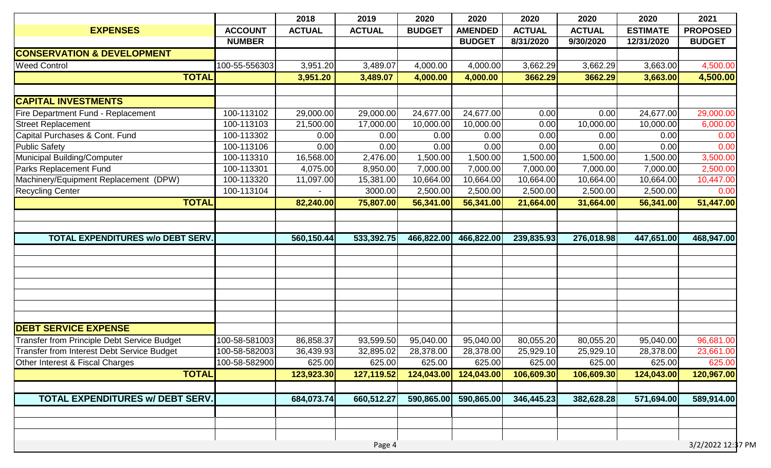| EXPENSES | ACCOUNT NUMBER | 2018 ACTUAL | 2019 ACTUAL | 2020 BUDGET | 2020 AMENDED BUDGET | 2020 ACTUAL 8/31/2020 | 2020 ACTUAL 9/30/2020 | 2020 ESTIMATE 12/31/2020 | 2021 PROPOSED BUDGET |
|---|---|---|---|---|---|---|---|---|---|
| **CONSERVATION & DEVELOPMENT** | | | | | | | | | |
| Weed Control | 100-55-556303 | 3,951.20 | 3,489.07 | 4,000.00 | 4,000.00 | 3,662.29 | 3,662.29 | 3,663.00 | 4,500.00 |
| **TOTAL** | | **3,951.20** | **3,489.07** | **4,000.00** | **4,000.00** | **3662.29** | **3662.29** | **3,663.00** | **4,500.00** |
| | | | | | | | | | |
| **CAPITAL INVESTMENTS** | | | | | | | | | |
| Fire Department Fund - Replacement | 100-113102 | 29,000.00 | 29,000.00 | 24,677.00 | 24,677.00 | 0.00 | 0.00 | 24,677.00 | 29,000.00 |
| Street Replacement | 100-113103 | 21,500.00 | 17,000.00 | 10,000.00 | 10,000.00 | 0.00 | 10,000.00 | 10,000.00 | 6,000.00 |
| Capital Purchases & Cont. Fund | 100-113302 | 0.00 | 0.00 | 0.00 | 0.00 | 0.00 | 0.00 | 0.00 | 0.00 |
| Public Safety | 100-113106 | 0.00 | 0.00 | 0.00 | 0.00 | 0.00 | 0.00 | 0.00 | 0.00 |
| Municipal Building/Computer | 100-113310 | 16,568.00 | 2,476.00 | 1,500.00 | 1,500.00 | 1,500.00 | 1,500.00 | 1,500.00 | 3,500.00 |
| Parks Replacement Fund | 100-113301 | 4,075.00 | 8,950.00 | 7,000.00 | 7,000.00 | 7,000.00 | 7,000.00 | 7,000.00 | 2,500.00 |
| Machinery/Equipment Replacement (DPW) | 100-113320 | 11,097.00 | 15,381.00 | 10,664.00 | 10,664.00 | 10,664.00 | 10,664.00 | 10,664.00 | 10,447.00 |
| Recycling Center | 100-113104 | - | 3000.00 | 2,500.00 | 2,500.00 | 2,500.00 | 2,500.00 | 2,500.00 | 0.00 |
| **TOTAL** | | **82,240.00** | **75,807.00** | **56,341.00** | **56,341.00** | **21,664.00** | **31,664.00** | **56,341.00** | **51,447.00** |
| | | | | | | | | | |
| **TOTAL EXPENDITURES w/o DEBT SERV.** | | **560,150.44** | **533,392.75** | **466,822.00** | **466,822.00** | **239,835.93** | **276,018.98** | **447,651.00** | **468,947.00** |
| | | | | | | | | | |
| **DEBT SERVICE EXPENSE** | | | | | | | | | |
| Transfer from Principle Debt Service Budget | 100-58-581003 | 86,858.37 | 93,599.50 | 95,040.00 | 95,040.00 | 80,055.20 | 80,055.20 | 95,040.00 | 96,681.00 |
| Transfer from Interest Debt Service Budget | 100-58-582003 | 36,439.93 | 32,895.02 | 28,378.00 | 28,378.00 | 25,929.10 | 25,929.10 | 28,378.00 | 23,661.00 |
| Other Interest & Fiscal Charges | 100-58-582900 | 625.00 | 625.00 | 625.00 | 625.00 | 625.00 | 625.00 | 625.00 | 625.00 |
| **TOTAL** | | **123,923.30** | **127,119.52** | **124,043.00** | **124,043.00** | **106,609.30** | **106,609.30** | **124,043.00** | **120,967.00** |
| | | | | | | | | | |
| **TOTAL EXPENDITURES w/ DEBT SERV.** | | **684,073.74** | **660,512.27** | **590,865.00** | **590,865.00** | **346,445.23** | **382,628.28** | **571,694.00** | **589,914.00** |

3/2/2022 12:37 PM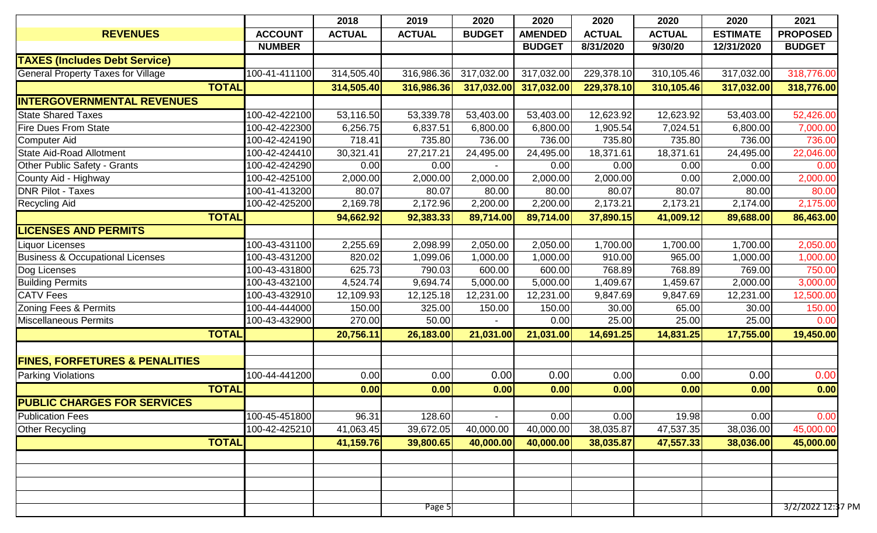| REVENUES | ACCOUNT NUMBER | 2018 ACTUAL | 2019 ACTUAL | 2020 BUDGET | 2020 AMENDED BUDGET | 2020 ACTUAL 8/31/2020 | 2020 ACTUAL 9/30/20 | 2020 ESTIMATE 12/31/2020 | 2021 PROPOSED BUDGET |
|---|---|---|---|---|---|---|---|---|---|
| **TAXES (Includes Debt Service)** | | | | | | | | | |
| General Property Taxes for Village | 100-41-411100 | 314,505.40 | 316,986.36 | 317,032.00 | 317,032.00 | 229,378.10 | 310,105.46 | 317,032.00 | 318,776.00 |
| **TOTAL** | | **314,505.40** | **316,986.36** | **317,032.00** | **317,032.00** | **229,378.10** | **310,105.46** | **317,032.00** | **318,776.00** |
| **INTERGOVERNMENTAL REVENUES** | | | | | | | | | |
| State Shared Taxes | 100-42-422100 | 53,116.50 | 53,339.78 | 53,403.00 | 53,403.00 | 12,623.92 | 12,623.92 | 53,403.00 | 52,426.00 |
| Fire Dues From State | 100-42-422300 | 6,256.75 | 6,837.51 | 6,800.00 | 6,800.00 | 1,905.54 | 7,024.51 | 6,800.00 | 7,000.00 |
| Computer Aid | 100-42-424190 | 718.41 | 735.80 | 736.00 | 736.00 | 735.80 | 735.80 | 736.00 | 736.00 |
| State Aid-Road Allotment | 100-42-424410 | 30,321.41 | 27,217.21 | 24,495.00 | 24,495.00 | 18,371.61 | 18,371.61 | 24,495.00 | 22,046.00 |
| Other Public Safety - Grants | 100-42-424290 | 0.00 | 0.00 | - | 0.00 | 0.00 | 0.00 | 0.00 | 0.00 |
| County Aid - Highway | 100-42-425100 | 2,000.00 | 2,000.00 | 2,000.00 | 2,000.00 | 2,000.00 | 0.00 | 2,000.00 | 2,000.00 |
| DNR Pilot - Taxes | 100-41-413200 | 80.07 | 80.07 | 80.00 | 80.00 | 80.07 | 80.07 | 80.00 | 80.00 |
| Recycling Aid | 100-42-425200 | 2,169.78 | 2,172.96 | 2,200.00 | 2,200.00 | 2,173.21 | 2,173.21 | 2,174.00 | 2,175.00 |
| **TOTAL** | | **94,662.92** | **92,383.33** | **89,714.00** | **89,714.00** | **37,890.15** | **41,009.12** | **89,688.00** | **86,463.00** |
| **LICENSES AND PERMITS** | | | | | | | | | |
| Liquor Licenses | 100-43-431100 | 2,255.69 | 2,098.99 | 2,050.00 | 2,050.00 | 1,700.00 | 1,700.00 | 1,700.00 | 2,050.00 |
| Business & Occupational Licenses | 100-43-431200 | 820.02 | 1,099.06 | 1,000.00 | 1,000.00 | 910.00 | 965.00 | 1,000.00 | 1,000.00 |
| Dog Licenses | 100-43-431800 | 625.73 | 790.03 | 600.00 | 600.00 | 768.89 | 768.89 | 769.00 | 750.00 |
| Building Permits | 100-43-432100 | 4,524.74 | 9,694.74 | 5,000.00 | 5,000.00 | 1,409.67 | 1,459.67 | 2,000.00 | 3,000.00 |
| CATV Fees | 100-43-432910 | 12,109.93 | 12,125.18 | 12,231.00 | 12,231.00 | 9,847.69 | 9,847.69 | 12,231.00 | 12,500.00 |
| Zoning Fees & Permits | 100-44-444000 | 150.00 | 325.00 | 150.00 | 150.00 | 30.00 | 65.00 | 30.00 | 150.00 |
| Miscellaneous Permits | 100-43-432900 | 270.00 | 50.00 | - | 0.00 | 25.00 | 25.00 | 25.00 | 0.00 |
| **TOTAL** | | **20,756.11** | **26,183.00** | **21,031.00** | **21,031.00** | **14,691.25** | **14,831.25** | **17,755.00** | **19,450.00** |
| **FINES, FORFETURES & PENALITIES** | | | | | | | | | |
| Parking Violations | 100-44-441200 | 0.00 | 0.00 | 0.00 | 0.00 | 0.00 | 0.00 | 0.00 | 0.00 |
| **TOTAL** | | **0.00** | **0.00** | **0.00** | **0.00** | **0.00** | **0.00** | **0.00** | **0.00** |
| **PUBLIC CHARGES FOR SERVICES** | | | | | | | | | |
| Publication Fees | 100-45-451800 | 96.31 | 128.60 | - | 0.00 | 0.00 | 19.98 | 0.00 | 0.00 |
| Other Recycling | 100-42-425210 | 41,063.45 | 39,672.05 | 40,000.00 | 40,000.00 | 38,035.87 | 47,537.35 | 38,036.00 | 45,000.00 |
| **TOTAL** | | **41,159.76** | **39,800.65** | **40,000.00** | **40,000.00** | **38,035.87** | **47,557.33** | **38,036.00** | **45,000.00** |

3/2/2022 12:37 PM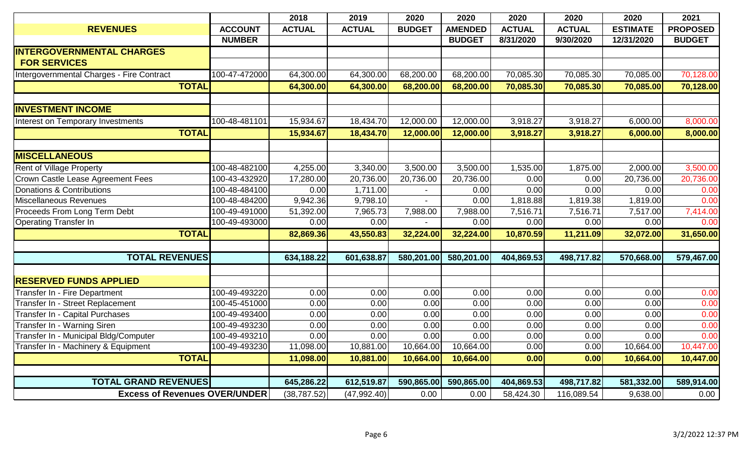| REVENUES | ACCOUNT NUMBER | 2018 ACTUAL | 2019 ACTUAL | 2020 BUDGET | 2020 AMENDED BUDGET | 2020 ACTUAL 8/31/2020 | 2020 ACTUAL 9/30/2020 | 2020 ESTIMATE 12/31/2020 | 2021 PROPOSED BUDGET |
|---|---|---|---|---|---|---|---|---|---|
| **INTERGOVERNMENTAL CHARGES FOR SERVICES** | | | | | | | | | |
| Intergovernmental Charges - Fire Contract | 100-47-472000 | 64,300.00 | 64,300.00 | 68,200.00 | 68,200.00 | 70,085.30 | 70,085.30 | 70,085.00 | 70,128.00 |
| **TOTAL** | | **64,300.00** | **64,300.00** | **68,200.00** | **68,200.00** | **70,085.30** | **70,085.30** | **70,085.00** | **70,128.00** |
| | | | | | | | | | |
| **INVESTMENT INCOME** | | | | | | | | | |
| Interest on Temporary Investments | 100-48-481101 | 15,934.67 | 18,434.70 | 12,000.00 | 12,000.00 | 3,918.27 | 3,918.27 | 6,000.00 | 8,000.00 |
| **TOTAL** | | **15,934.67** | **18,434.70** | **12,000.00** | **12,000.00** | **3,918.27** | **3,918.27** | **6,000.00** | **8,000.00** |
| | | | | | | | | | |
| **MISCELLANEOUS** | | | | | | | | | |
| Rent of Village Property | 100-48-482100 | 4,255.00 | 3,340.00 | 3,500.00 | 3,500.00 | 1,535.00 | 1,875.00 | 2,000.00 | 3,500.00 |
| Crown Castle Lease Agreement Fees | 100-43-432920 | 17,280.00 | 20,736.00 | 20,736.00 | 20,736.00 | 0.00 | 0.00 | 20,736.00 | 20,736.00 |
| Donations & Contributions | 100-48-484100 | 0.00 | 1,711.00 | - | 0.00 | 0.00 | 0.00 | 0.00 | 0.00 |
| Miscellaneous Revenues | 100-48-484200 | 9,942.36 | 9,798.10 | - | 0.00 | 1,818.88 | 1,819.38 | 1,819.00 | 0.00 |
| Proceeds From Long Term Debt | 100-49-491000 | 51,392.00 | 7,965.73 | 7,988.00 | 7,988.00 | 7,516.71 | 7,516.71 | 7,517.00 | 7,414.00 |
| Operating Transfer In | 100-49-493000 | 0.00 | 0.00 | - | 0.00 | 0.00 | 0.00 | 0.00 | 0.00 |
| **TOTAL** | | **82,869.36** | **43,550.83** | **32,224.00** | **32,224.00** | **10,870.59** | **11,211.09** | **32,072.00** | **31,650.00** |
| | | | | | | | | | |
| **TOTAL REVENUES** | | **634,188.22** | **601,638.87** | **580,201.00** | **580,201.00** | **404,869.53** | **498,717.82** | **570,668.00** | **579,467.00** |
| | | | | | | | | | |
| **RESERVED FUNDS APPLIED** | | | | | | | | | |
| Transfer In - Fire Department | 100-49-493220 | 0.00 | 0.00 | 0.00 | 0.00 | 0.00 | 0.00 | 0.00 | 0.00 |
| Transfer In - Street Replacement | 100-45-451000 | 0.00 | 0.00 | 0.00 | 0.00 | 0.00 | 0.00 | 0.00 | 0.00 |
| Transfer In - Capital Purchases | 100-49-493400 | 0.00 | 0.00 | 0.00 | 0.00 | 0.00 | 0.00 | 0.00 | 0.00 |
| Transfer In - Warning Siren | 100-49-493230 | 0.00 | 0.00 | 0.00 | 0.00 | 0.00 | 0.00 | 0.00 | 0.00 |
| Transfer In - Municipal Bldg/Computer | 100-49-493210 | 0.00 | 0.00 | 0.00 | 0.00 | 0.00 | 0.00 | 0.00 | 0.00 |
| Transfer In - Machinery & Equipment | 100-49-493230 | 11,098.00 | 10,881.00 | 10,664.00 | 10,664.00 | 0.00 | 0.00 | 10,664.00 | 10,447.00 |
| **TOTAL** | | **11,098.00** | **10,881.00** | **10,664.00** | **10,664.00** | **0.00** | **0.00** | **10,664.00** | **10,447.00** |
| | | | | | | | | | |
| **TOTAL GRAND REVENUES** | | **645,286.22** | **612,519.87** | **590,865.00** | **590,865.00** | **404,869.53** | **498,717.82** | **581,332.00** | **589,914.00** |
| **Excess of Revenues OVER/UNDER** | | (38,787.52) | (47,992.40) | 0.00 | 0.00 | 58,424.30 | 116,089.54 | 9,638.00 | 0.00 |

3/2/2022 12:37 PM